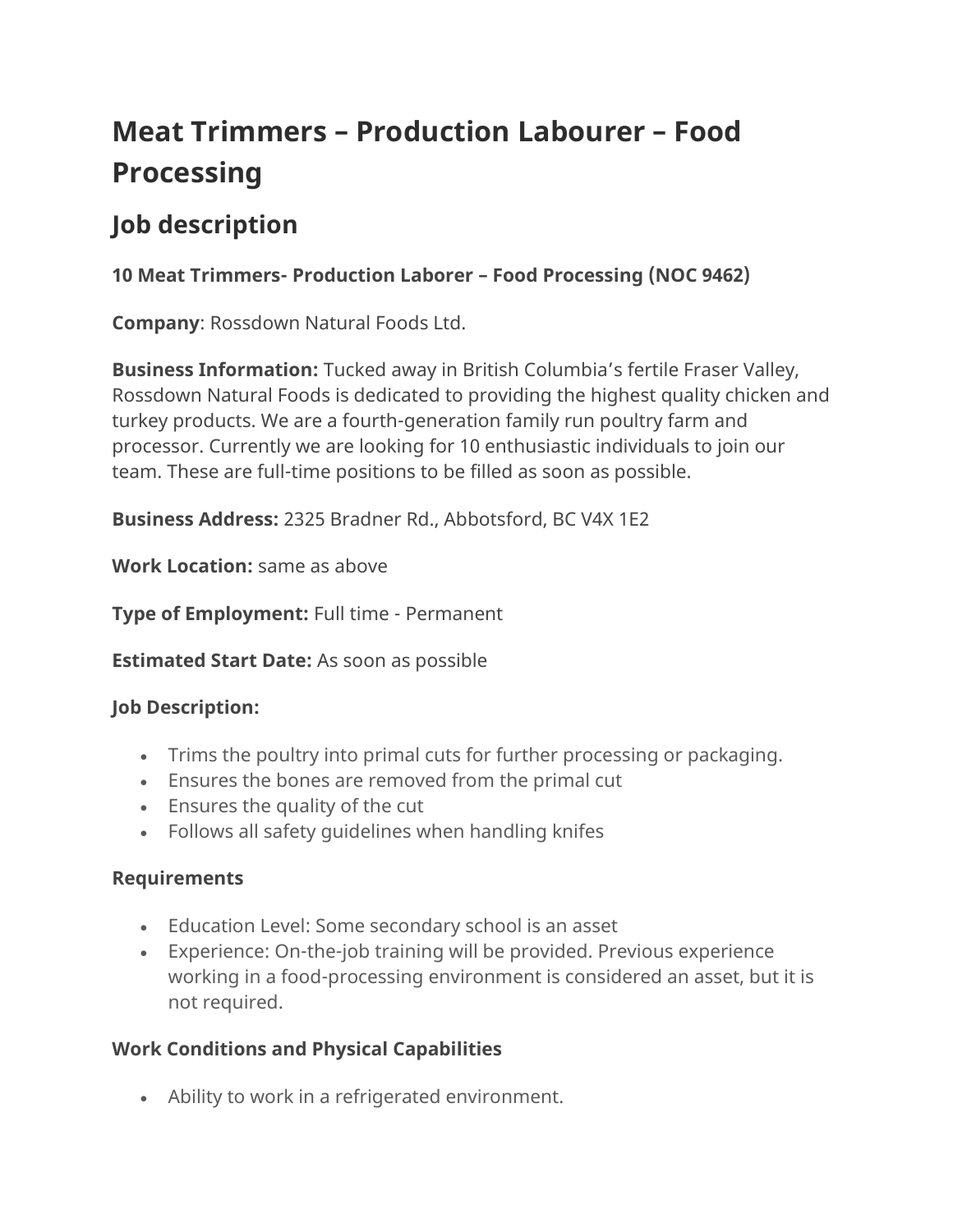# Meat Trimmers – Production Labourer – Food Processing

## Job description

**10 Meat Trimmers- Production Laborer – Food Processing (NOC 9462)**

**Company**: Rossdown Natural Foods Ltd.

**Business Information:** Tucked away in British Columbia's fertile Fraser Valley, Rossdown Natural Foods is dedicated to providing the highest quality chicken and turkey products. We are a fourth-generation family run poultry farm and processor. Currently we are looking for 10 enthusiastic individuals to join our team. These are full-time positions to be filled as soon as possible.

**Business Address:** 2325 Bradner Rd., Abbotsford, BC V4X 1E2

**Work Location:** same as above

**Type of Employment:** Full time - Permanent

**Estimated Start Date:** As soon as possible

**Job Description:**

- Trims the poultry into primal cuts for further processing or packaging.
- Ensures the bones are removed from the primal cut
- Ensures the quality of the cut
- Follows all safety guidelines when handling knifes

**Requirements**

- Education Level: Some secondary school is an asset
- Experience: On-the-job training will be provided. Previous experience working in a food-processing environment is considered an asset, but it is not required.

**Work Conditions and Physical Capabilities**

- Ability to work in a refrigerated environment.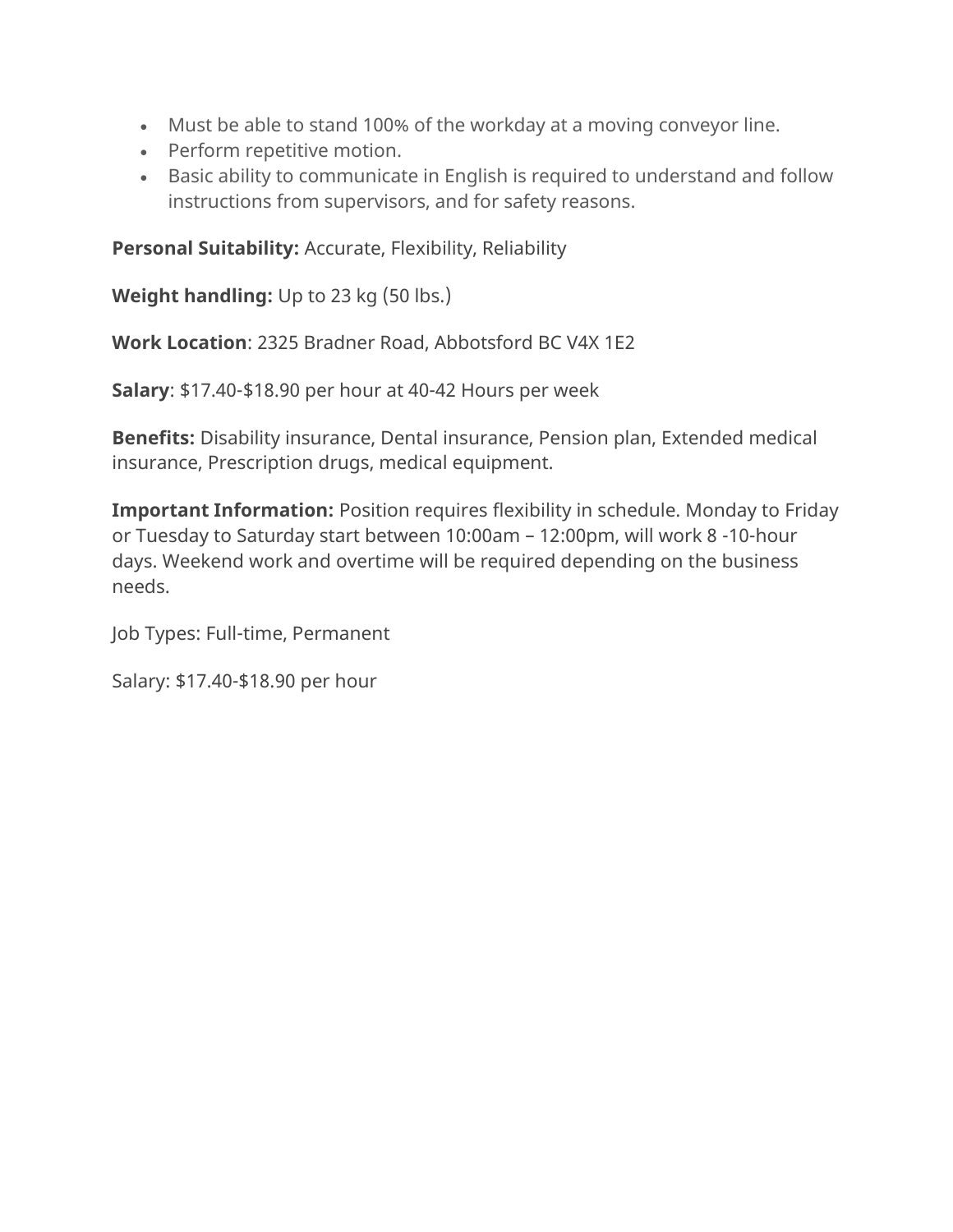- Must be able to stand 100% of the workday at a moving conveyor line.
- Perform repetitive motion.
- Basic ability to communicate in English is required to understand and follow instructions from supervisors, and for safety reasons.

**Personal Suitability:** Accurate, Flexibility, Reliability

**Weight handling:** Up to 23 kg (50 lbs.)

**Work Location**: 2325 Bradner Road, Abbotsford BC V4X 1E2

**Salary**: $17.40-$18.90 per hour at 40-42 Hours per week

**Benefits:** Disability insurance, Dental insurance, Pension plan, Extended medical insurance, Prescription drugs, medical equipment.

**Important Information:** Position requires flexibility in schedule. Monday to Friday or Tuesday to Saturday start between 10:00am – 12:00pm, will work 8 -10-hour days. Weekend work and overtime will be required depending on the business needs.

Job Types: Full-time, Permanent

Salary: $17.40-$18.90 per hour